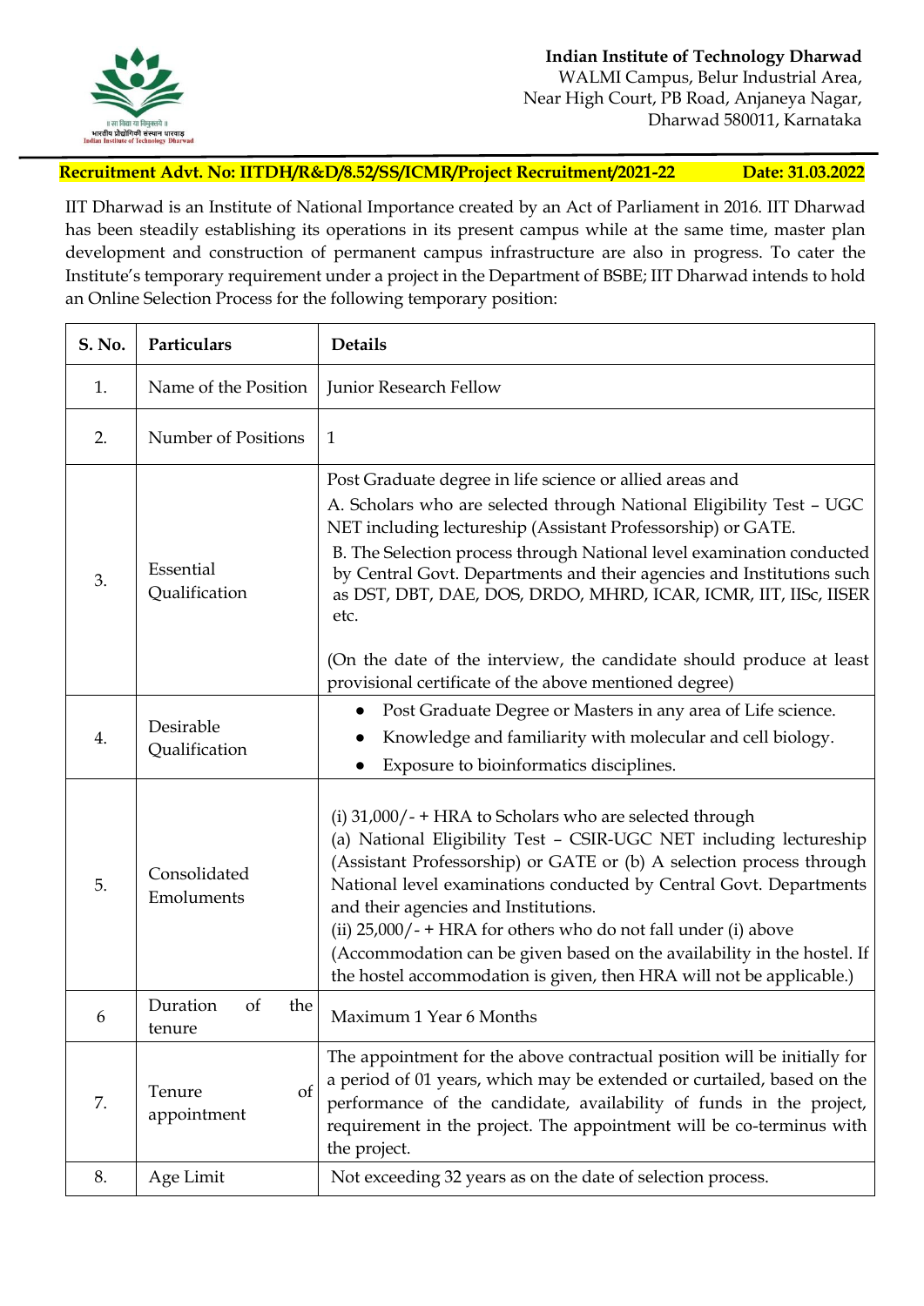**Indian Institute of Technology Dharwad**
WALMI Campus, Belur Industrial Area,
Near High Court, PB Road, Anjaneya Nagar,
Dharwad 580011, Karnataka

**Recruitment Advt. No: IITDH/R&D/8.52/SS/ICMR/Project Recruitment/2021-22** **Date: 31.03.2022**

IIT Dharwad is an Institute of National Importance created by an Act of Parliament in 2016. IIT Dharwad has been steadily establishing its operations in its present campus while at the same time, master plan development and construction of permanent campus infrastructure are also in progress. To cater the Institute's temporary requirement under a project in the Department of BSBE; IIT Dharwad intends to hold an Online Selection Process for the following temporary position:

| S. No. | Particulars | Details |
|---|---|---|
| 1. | Name of the Position | Junior Research Fellow |
| 2. | Number of Positions | 1 |
| 3. | Essential Qualification | Post Graduate degree in life science or allied areas and<br>A. Scholars who are selected through National Eligibility Test – UGC NET including lectureship (Assistant Professorship) or GATE.<br>B. The Selection process through National level examination conducted by Central Govt. Departments and their agencies and Institutions such as DST, DBT, DAE, DOS, DRDO, MHRD, ICAR, ICMR, IIT, IISc, IISER etc.<br><br>(On the date of the interview, the candidate should produce at least provisional certificate of the above mentioned degree) |
| 4. | Desirable Qualification | • Post Graduate Degree or Masters in any area of Life science.<br>• Knowledge and familiarity with molecular and cell biology.<br>• Exposure to bioinformatics disciplines. |
| 5. | Consolidated Emoluments | (i) 31,000/- + HRA to Scholars who are selected through<br>(a) National Eligibility Test – CSIR-UGC NET including lectureship (Assistant Professorship) or GATE or (b) A selection process through National level examinations conducted by Central Govt. Departments and their agencies and Institutions.<br>(ii) 25,000/- + HRA for others who do not fall under (i) above<br>(Accommodation can be given based on the availability in the hostel. If the hostel accommodation is given, then HRA will not be applicable.) |
| 6 | Duration of the tenure | Maximum 1 Year 6 Months |
| 7. | Tenure of appointment | The appointment for the above contractual position will be initially for a period of 01 years, which may be extended or curtailed, based on the performance of the candidate, availability of funds in the project, requirement in the project. The appointment will be co-terminus with the project. |
| 8. | Age Limit | Not exceeding 32 years as on the date of selection process. |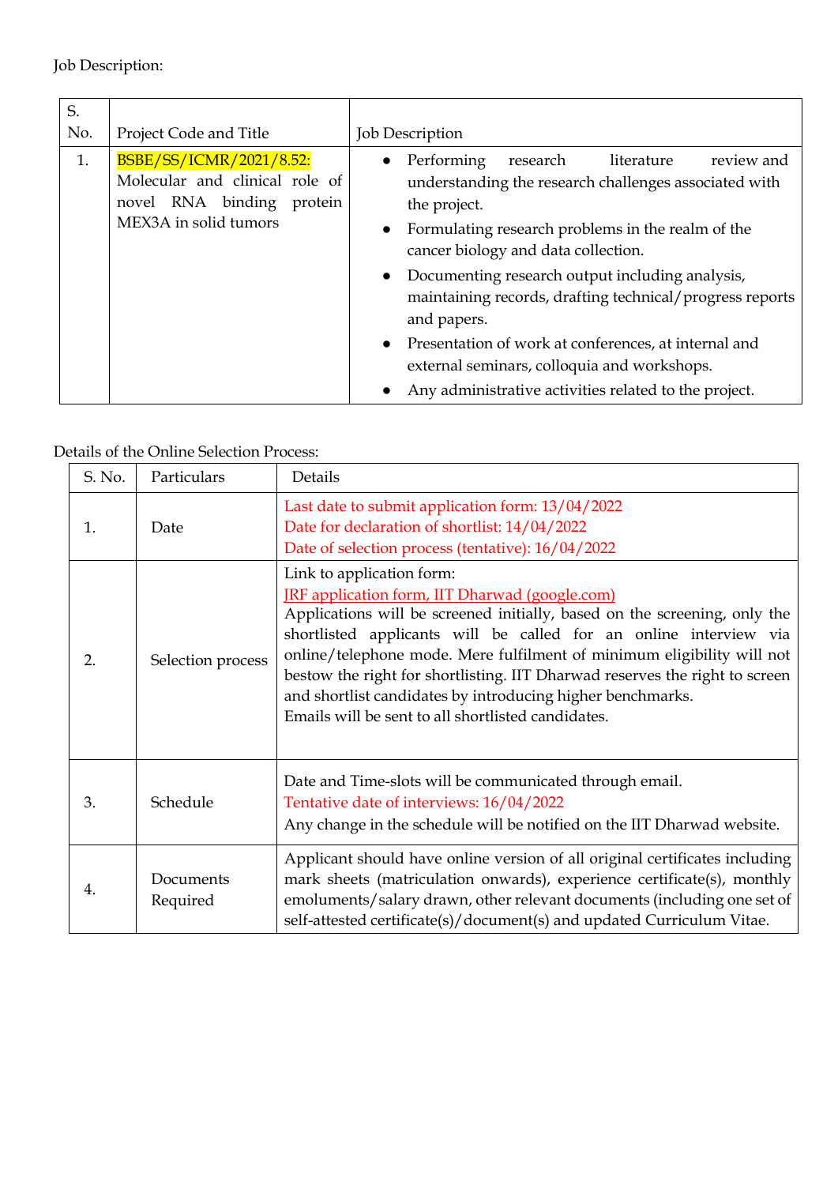Job Description:

| S. No. | Project Code and Title | Job Description |
|---|---|---|
| 1. | BSBE/SS/ICMR/2021/8.52: Molecular and clinical role of novel RNA binding protein MEX3A in solid tumors | • Performing research literature review and understanding the research challenges associated with the project.<br>• Formulating research problems in the realm of the cancer biology and data collection.<br>• Documenting research output including analysis, maintaining records, drafting technical/progress reports and papers.<br>• Presentation of work at conferences, at internal and external seminars, colloquia and workshops.<br>• Any administrative activities related to the project. |

Details of the Online Selection Process:

| S. No. | Particulars | Details |
|---|---|---|
| 1. | Date | Last date to submit application form: 13/04/2022<br>Date for declaration of shortlist: 14/04/2022<br>Date of selection process (tentative): 16/04/2022 |
| 2. | Selection process | Link to application form:<br>JRF application form, IIT Dharwad (google.com)<br>Applications will be screened initially, based on the screening, only the shortlisted applicants will be called for an online interview via online/telephone mode. Mere fulfilment of minimum eligibility will not bestow the right for shortlisting. IIT Dharwad reserves the right to screen and shortlist candidates by introducing higher benchmarks.<br>Emails will be sent to all shortlisted candidates. |
| 3. | Schedule | Date and Time-slots will be communicated through email.<br>Tentative date of interviews: 16/04/2022<br>Any change in the schedule will be notified on the IIT Dharwad website. |
| 4. | Documents Required | Applicant should have online version of all original certificates including mark sheets (matriculation onwards), experience certificate(s), monthly emoluments/salary drawn, other relevant documents (including one set of self-attested certificate(s)/document(s) and updated Curriculum Vitae. |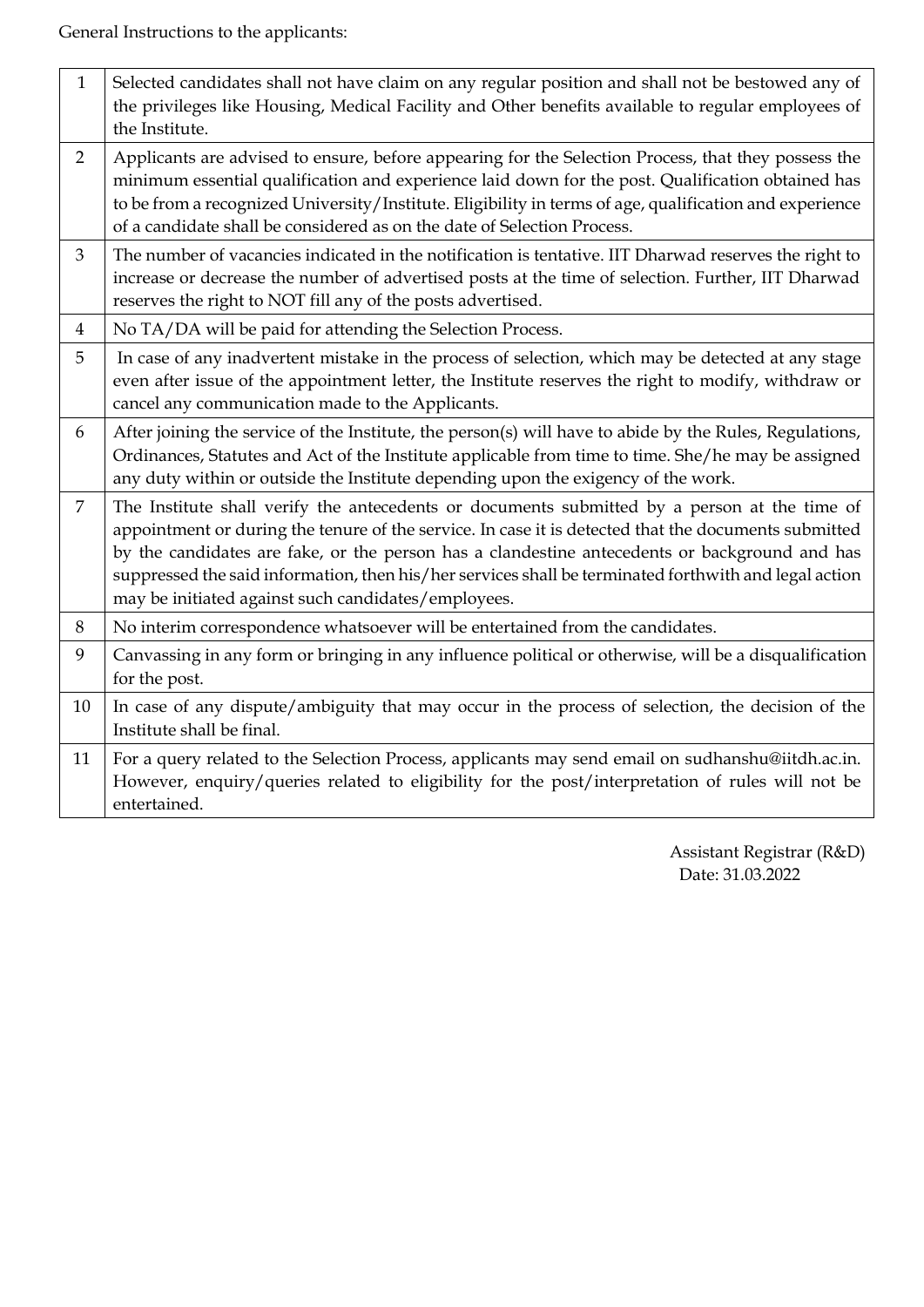General Instructions to the applicants:

| | |
|---|---|
| 1 | Selected candidates shall not have claim on any regular position and shall not be bestowed any of the privileges like Housing, Medical Facility and Other benefits available to regular employees of the Institute. |
| 2 | Applicants are advised to ensure, before appearing for the Selection Process, that they possess the minimum essential qualification and experience laid down for the post. Qualification obtained has to be from a recognized University/Institute. Eligibility in terms of age, qualification and experience of a candidate shall be considered as on the date of Selection Process. |
| 3 | The number of vacancies indicated in the notification is tentative. IIT Dharwad reserves the right to increase or decrease the number of advertised posts at the time of selection. Further, IIT Dharwad reserves the right to NOT fill any of the posts advertised. |
| 4 | No TA/DA will be paid for attending the Selection Process. |
| 5 | In case of any inadvertent mistake in the process of selection, which may be detected at any stage even after issue of the appointment letter, the Institute reserves the right to modify, withdraw or cancel any communication made to the Applicants. |
| 6 | After joining the service of the Institute, the person(s) will have to abide by the Rules, Regulations, Ordinances, Statutes and Act of the Institute applicable from time to time. She/he may be assigned any duty within or outside the Institute depending upon the exigency of the work. |
| 7 | The Institute shall verify the antecedents or documents submitted by a person at the time of appointment or during the tenure of the service. In case it is detected that the documents submitted by the candidates are fake, or the person has a clandestine antecedents or background and has suppressed the said information, then his/her services shall be terminated forthwith and legal action may be initiated against such candidates/employees. |
| 8 | No interim correspondence whatsoever will be entertained from the candidates. |
| 9 | Canvassing in any form or bringing in any influence political or otherwise, will be a disqualification for the post. |
| 10 | In case of any dispute/ambiguity that may occur in the process of selection, the decision of the Institute shall be final. |
| 11 | For a query related to the Selection Process, applicants may send email on sudhanshu@iitdh.ac.in. However, enquiry/queries related to eligibility for the post/interpretation of rules will not be entertained. |

Assistant Registrar (R&D)
Date: 31.03.2022